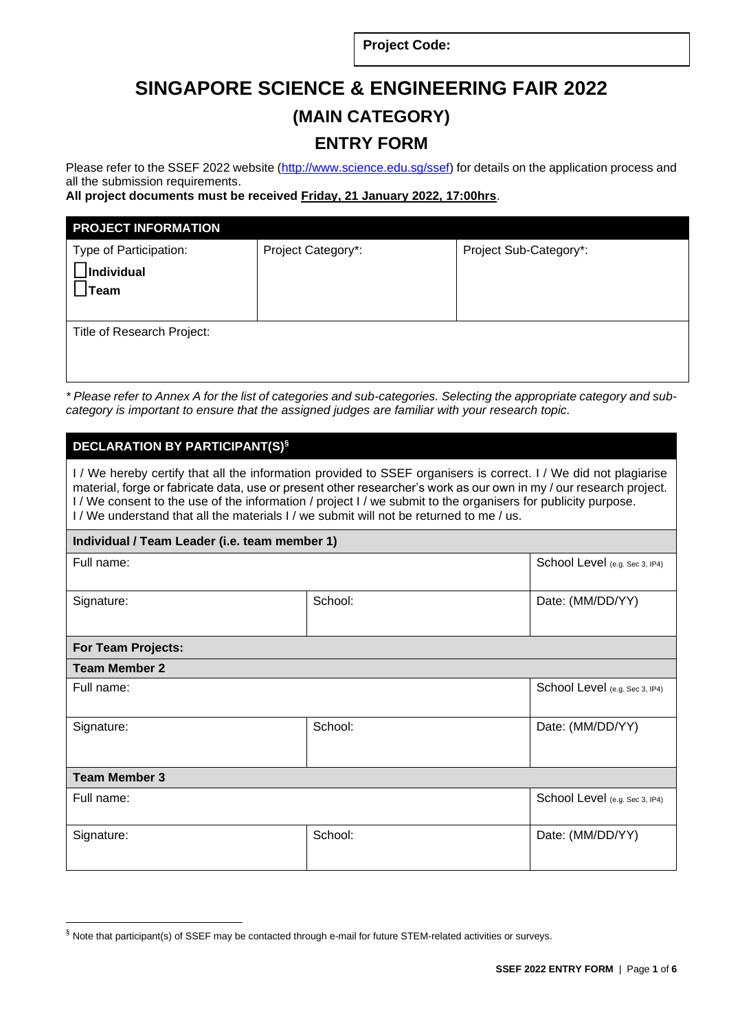| Project Code: |
|---|

# SINGAPORE SCIENCE & ENGINEERING FAIR 2022

## (MAIN CATEGORY)

## ENTRY FORM

Please refer to the SSEF 2022 website (http://www.science.edu.sg/ssef) for details on the application process and all the submission requirements.

**All project documents must be received Friday, 21 January 2022, 17:00hrs**.

| **PROJECT INFORMATION** | | |
|---|---|---|
| Type of Participation:<br>☐ **Individual**<br>☐ **Team** | Project Category*: | Project Sub-Category*: |
| Title of Research Project: | | |

*\* Please refer to Annex A for the list of categories and sub-categories. Selecting the appropriate category and sub-category is important to ensure that the assigned judges are familiar with your research topic.*

| **DECLARATION BY PARTICIPANT(S)[§]** | | |
|---|---|---|
| I / We hereby certify that all the information provided to SSEF organisers is correct. I / We did not plagiarise material, forge or fabricate data, use or present other researcher's work as our own in my / our research project. I / We consent to the use of the information / project I / we submit to the organisers for publicity purpose. I / We understand that all the materials I / we submit will not be returned to me / us. | | |
| **Individual / Team Leader (i.e. team member 1)** | | |
| Full name: | | School Level (e.g. Sec 3, IP4) |
| Signature: | School: | Date: (MM/DD/YY) |
| **For Team Projects:** | | |
| **Team Member 2** | | |
| Full name: | | School Level (e.g. Sec 3, IP4) |
| Signature: | School: | Date: (MM/DD/YY) |
| **Team Member 3** | | |
| Full name: | | School Level (e.g. Sec 3, IP4) |
| Signature: | School: | Date: (MM/DD/YY) |

[§] Note that participant(s) of SSEF may be contacted through e-mail for future STEM-related activities or surveys.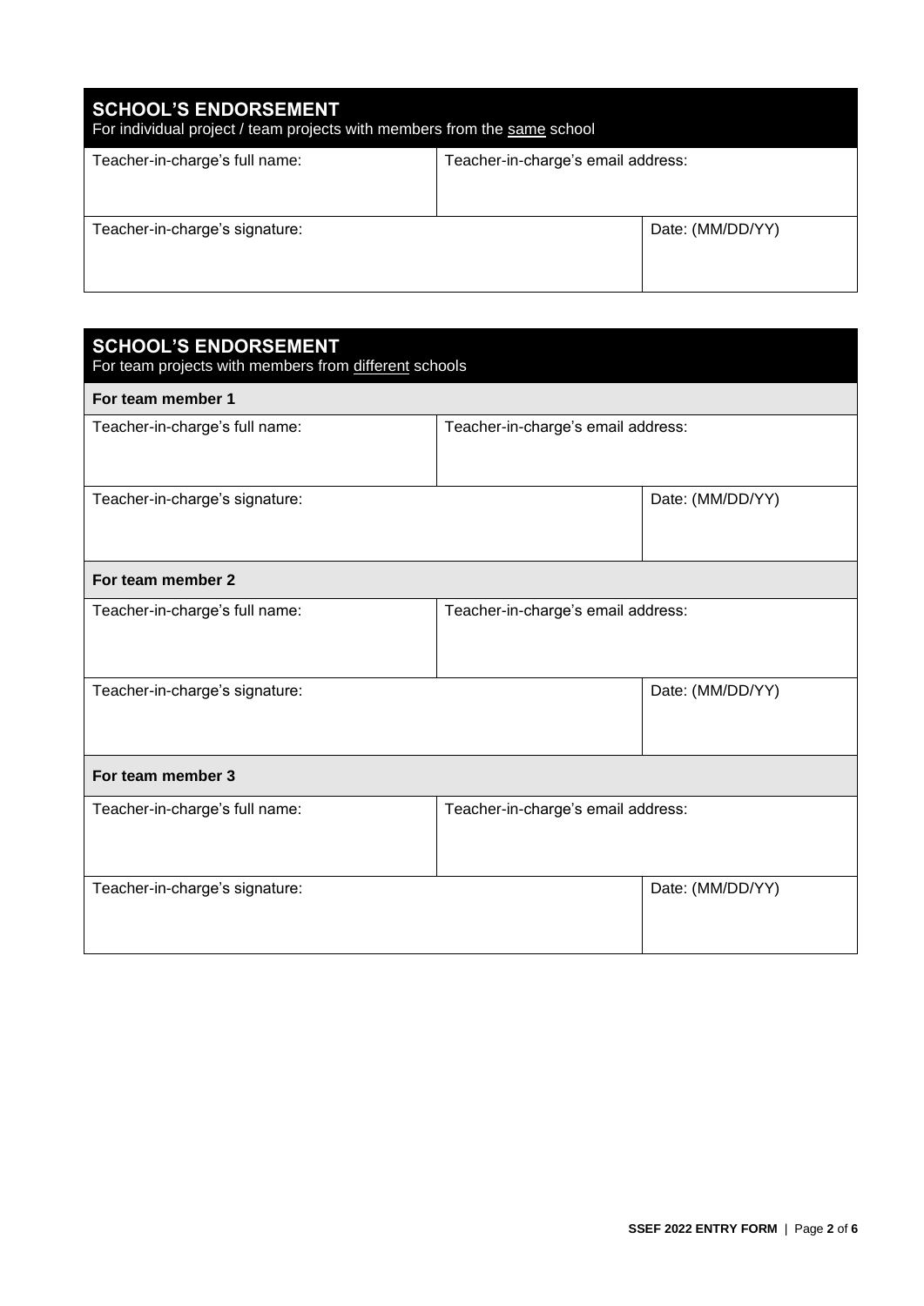## SCHOOL'S ENDORSEMENT

For individual project / team projects with members from the <u>same</u> school

| Teacher-in-charge's full name: | Teacher-in-charge's email address: | |
|---|---|---|
| Teacher-in-charge's signature: | | Date: (MM/DD/YY) |

## SCHOOL'S ENDORSEMENT

For team projects with members from <u>different</u> schools

| **For team member 1** | | |
|---|---|---|
| Teacher-in-charge's full name: | Teacher-in-charge's email address: | |
| Teacher-in-charge's signature: | | Date: (MM/DD/YY) |
| **For team member 2** | | |
| Teacher-in-charge's full name: | Teacher-in-charge's email address: | |
| Teacher-in-charge's signature: | | Date: (MM/DD/YY) |
| **For team member 3** | | |
| Teacher-in-charge's full name: | Teacher-in-charge's email address: | |
| Teacher-in-charge's signature: | | Date: (MM/DD/YY) |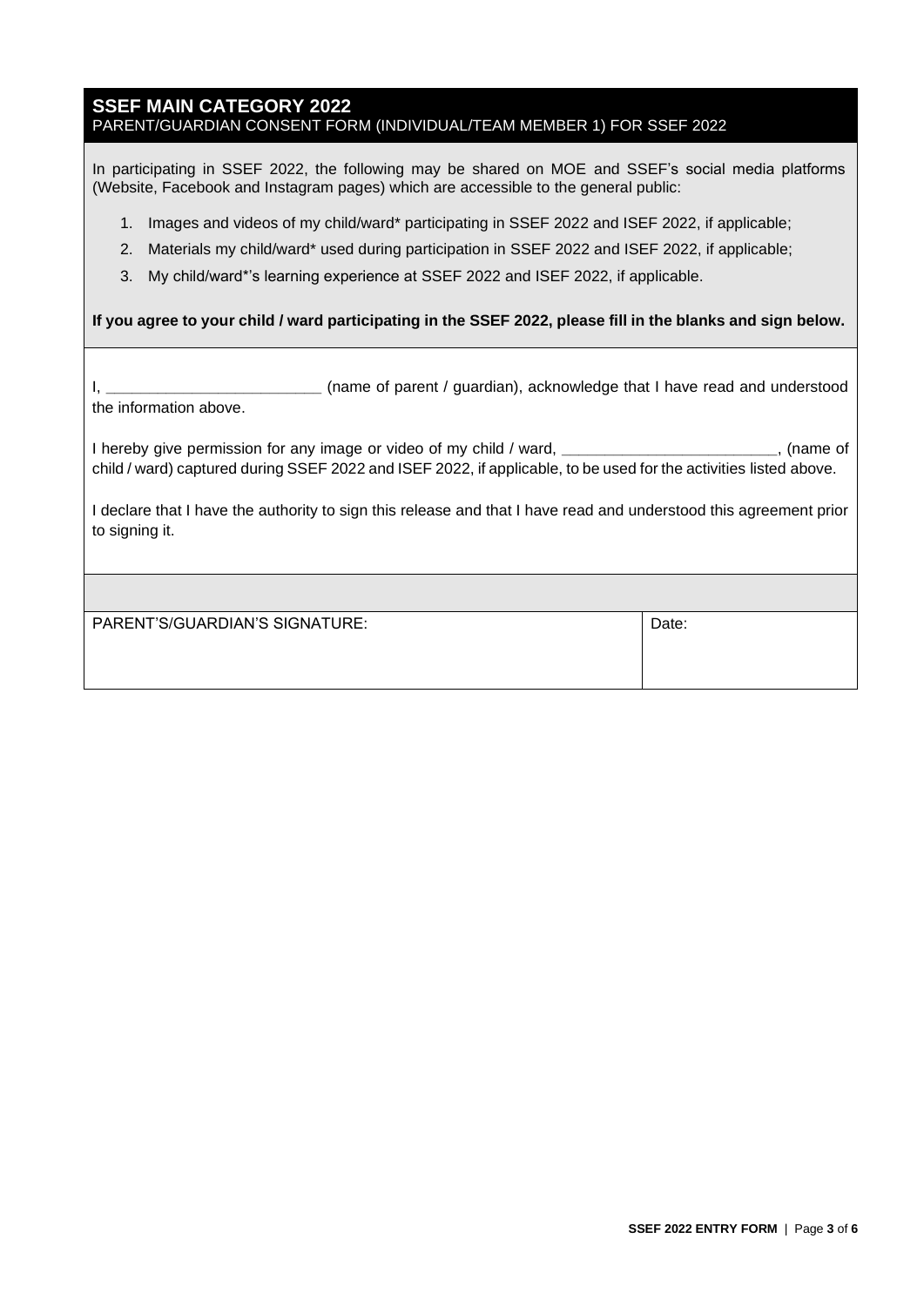## SSEF MAIN CATEGORY 2022

PARENT/GUARDIAN CONSENT FORM (INDIVIDUAL/TEAM MEMBER 1) FOR SSEF 2022

In participating in SSEF 2022, the following may be shared on MOE and SSEF's social media platforms (Website, Facebook and Instagram pages) which are accessible to the general public:

1. Images and videos of my child/ward* participating in SSEF 2022 and ISEF 2022, if applicable;
2. Materials my child/ward* used during participation in SSEF 2022 and ISEF 2022, if applicable;
3. My child/ward*'s learning experience at SSEF 2022 and ISEF 2022, if applicable.

**If you agree to your child / ward participating in the SSEF 2022, please fill in the blanks and sign below.**

I, _________________________ (name of parent / guardian), acknowledge that I have read and understood the information above.

I hereby give permission for any image or video of my child / ward, _________________________, (name of child / ward) captured during SSEF 2022 and ISEF 2022, if applicable, to be used for the activities listed above.

I declare that I have the authority to sign this release and that I have read and understood this agreement prior to signing it.

| PARENT'S/GUARDIAN'S SIGNATURE: | Date: |
| --- | --- |
| | |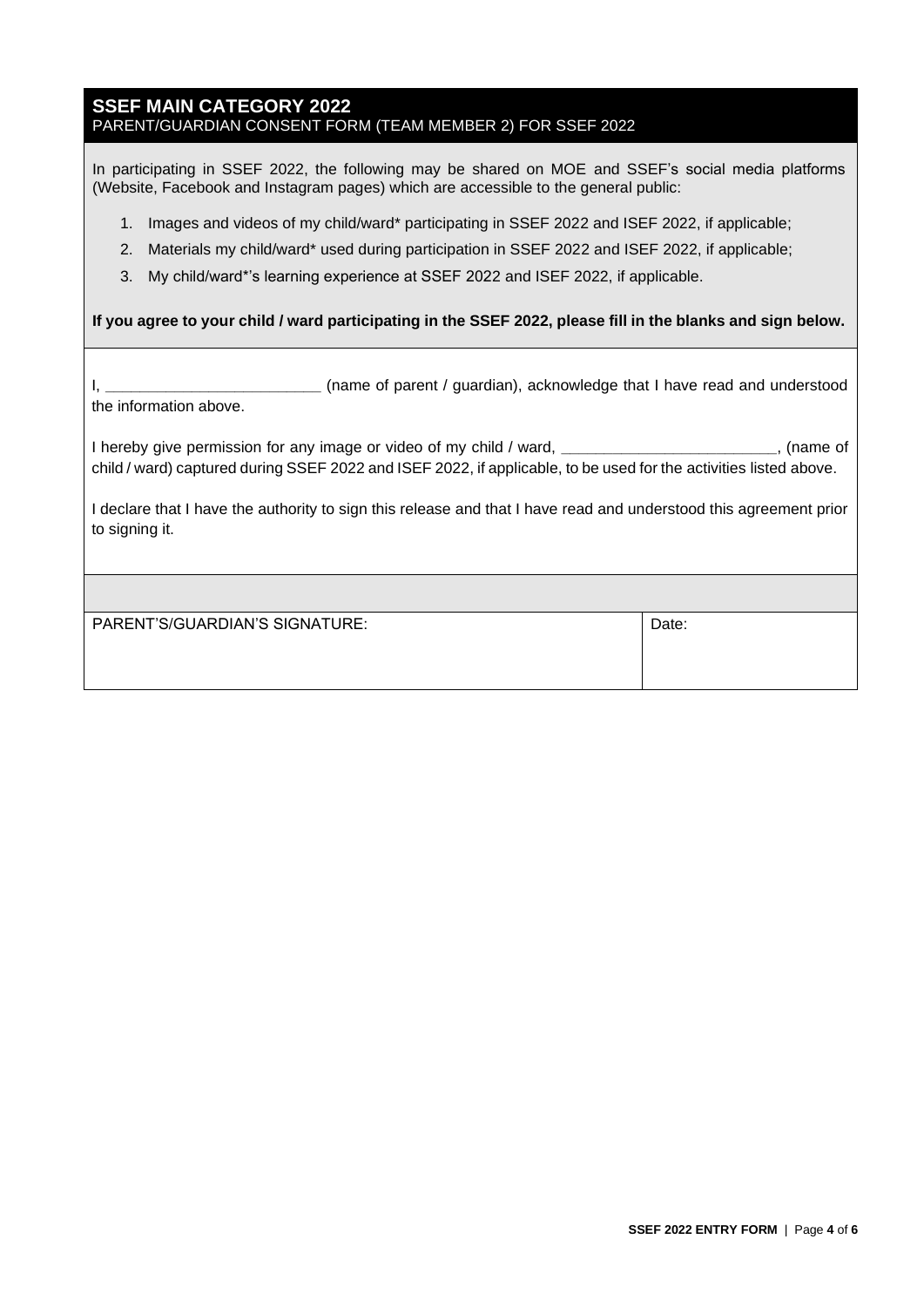## SSEF MAIN CATEGORY 2022

PARENT/GUARDIAN CONSENT FORM (TEAM MEMBER 2) FOR SSEF 2022

In participating in SSEF 2022, the following may be shared on MOE and SSEF's social media platforms (Website, Facebook and Instagram pages) which are accessible to the general public:

1. Images and videos of my child/ward* participating in SSEF 2022 and ISEF 2022, if applicable;
2. Materials my child/ward* used during participation in SSEF 2022 and ISEF 2022, if applicable;
3. My child/ward*'s learning experience at SSEF 2022 and ISEF 2022, if applicable.

**If you agree to your child / ward participating in the SSEF 2022, please fill in the blanks and sign below.**

I, _________________________ (name of parent / guardian), acknowledge that I have read and understood the information above.

I hereby give permission for any image or video of my child / ward, _________________________, (name of child / ward) captured during SSEF 2022 and ISEF 2022, if applicable, to be used for the activities listed above.

I declare that I have the authority to sign this release and that I have read and understood this agreement prior to signing it.

| PARENT'S/GUARDIAN'S SIGNATURE: | Date: |
| --- | --- |
| | |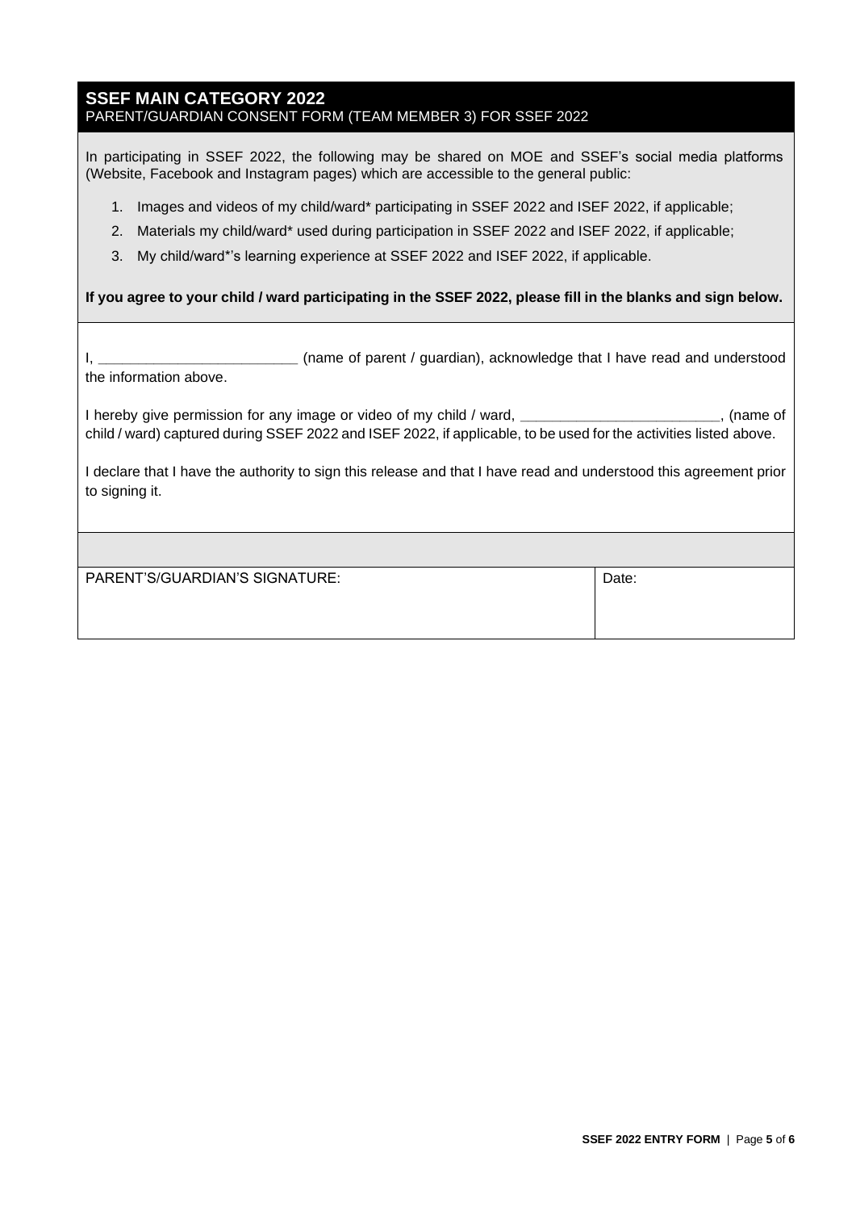## SSEF MAIN CATEGORY 2022

PARENT/GUARDIAN CONSENT FORM (TEAM MEMBER 3) FOR SSEF 2022

In participating in SSEF 2022, the following may be shared on MOE and SSEF's social media platforms (Website, Facebook and Instagram pages) which are accessible to the general public:

1. Images and videos of my child/ward* participating in SSEF 2022 and ISEF 2022, if applicable;
2. Materials my child/ward* used during participation in SSEF 2022 and ISEF 2022, if applicable;
3. My child/ward*'s learning experience at SSEF 2022 and ISEF 2022, if applicable.

**If you agree to your child / ward participating in the SSEF 2022, please fill in the blanks and sign below.**

I, _________________________ (name of parent / guardian), acknowledge that I have read and understood the information above.

I hereby give permission for any image or video of my child / ward, _________________________, (name of child / ward) captured during SSEF 2022 and ISEF 2022, if applicable, to be used for the activities listed above.

I declare that I have the authority to sign this release and that I have read and understood this agreement prior to signing it.

| PARENT'S/GUARDIAN'S SIGNATURE: | Date: |
| --- | --- |
| | |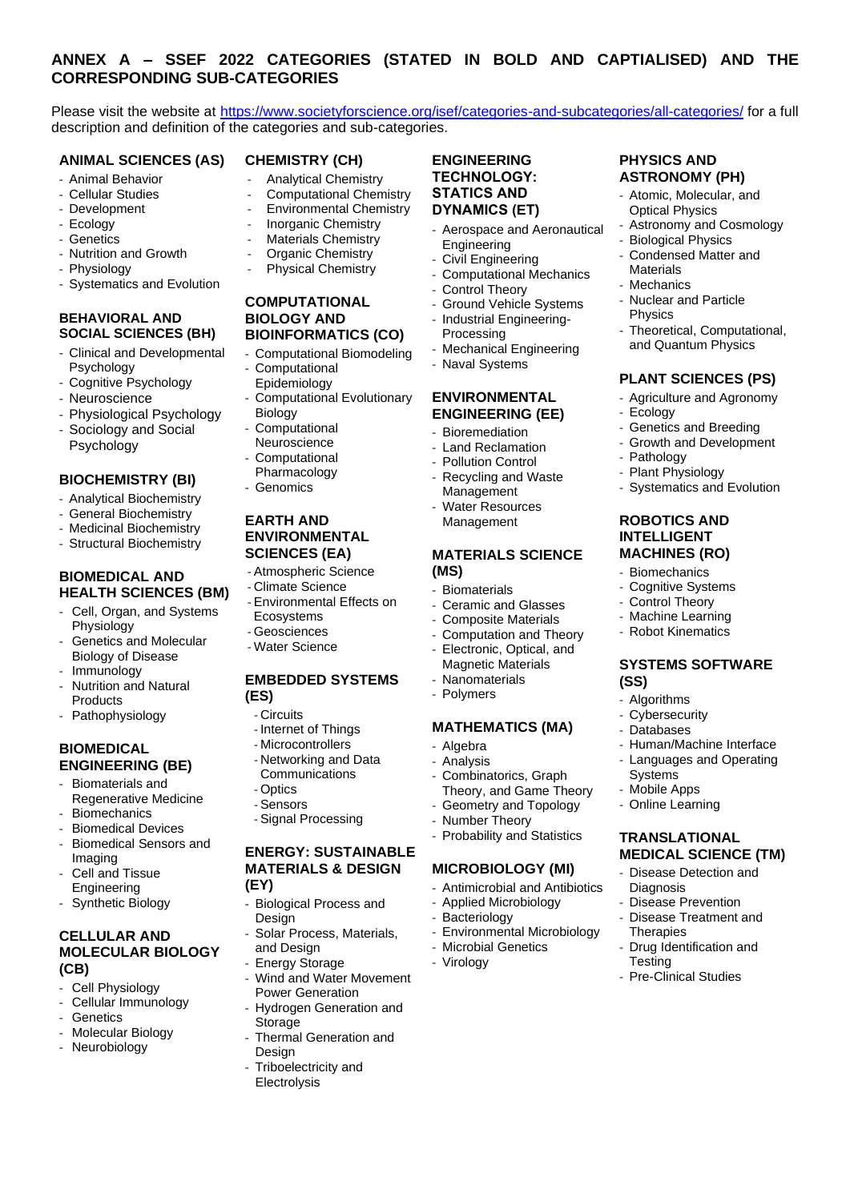# ANNEX A – SSEF 2022 CATEGORIES (STATED IN BOLD AND CAPTIALISED) AND THE CORRESPONDING SUB-CATEGORIES

Please visit the website at https://www.societyforscience.org/isef/categories-and-subcategories/all-categories/ for a full description and definition of the categories and sub-categories.

**ANIMAL SCIENCES (AS)**

- Animal Behavior
- Cellular Studies
- Development
- Ecology
- Genetics
- Nutrition and Growth
- Physiology
- Systematics and Evolution

**BEHAVIORAL AND SOCIAL SCIENCES (BH)**

- Clinical and Developmental Psychology
- Cognitive Psychology
- Neuroscience
- Physiological Psychology
- Sociology and Social Psychology

**BIOCHEMISTRY (BI)**

- Analytical Biochemistry
- General Biochemistry
- Medicinal Biochemistry
- Structural Biochemistry

**BIOMEDICAL AND HEALTH SCIENCES (BM)**

- Cell, Organ, and Systems Physiology
- Genetics and Molecular Biology of Disease
- Immunology
- Nutrition and Natural Products
- Pathophysiology

**BIOMEDICAL ENGINEERING (BE)**

- Biomaterials and Regenerative Medicine
- Biomechanics
- Biomedical Devices
- Biomedical Sensors and Imaging
- Cell and Tissue Engineering
- Synthetic Biology

**CELLULAR AND MOLECULAR BIOLOGY (CB)**

- Cell Physiology
- Cellular Immunology
- Genetics
- Molecular Biology
- Neurobiology

**CHEMISTRY (CH)**

- Analytical Chemistry
- Computational Chemistry
- Environmental Chemistry
- Inorganic Chemistry
- Materials Chemistry
- Organic Chemistry
- Physical Chemistry

**COMPUTATIONAL BIOLOGY AND BIOINFORMATICS (CO)**

- Computational Biomodeling
- Computational Epidemiology
- Computational Evolutionary Biology
- Computational Neuroscience
- Computational Pharmacology
- Genomics

**EARTH AND ENVIRONMENTAL SCIENCES (EA)**

- Atmospheric Science
- Climate Science
- Environmental Effects on Ecosystems
- Geosciences
- Water Science

**EMBEDDED SYSTEMS (ES)**

- Circuits
- Internet of Things
- Microcontrollers
- Networking and Data Communications
- Optics
- Sensors
- Signal Processing

**ENERGY: SUSTAINABLE MATERIALS & DESIGN (EY)**

- Biological Process and Design
- Solar Process, Materials, and Design
- Energy Storage
- Wind and Water Movement Power Generation
- Hydrogen Generation and Storage
- Thermal Generation and Design
- Triboelectricity and Electrolysis

**ENGINEERING TECHNOLOGY: STATICS AND DYNAMICS (ET)**

- Aerospace and Aeronautical Engineering
- Civil Engineering
- Computational Mechanics
- Control Theory
- Ground Vehicle Systems
- Industrial Engineering-Processing
- Mechanical Engineering
- Naval Systems

**ENVIRONMENTAL ENGINEERING (EE)**

- Bioremediation
- Land Reclamation
- Pollution Control
- Recycling and Waste Management
- Water Resources Management

**MATERIALS SCIENCE (MS)**

- Biomaterials
- Ceramic and Glasses
- Composite Materials
- Computation and Theory
- Electronic, Optical, and Magnetic Materials
- Nanomaterials
- Polymers

**MATHEMATICS (MA)**

- Algebra
- Analysis
- Combinatorics, Graph Theory, and Game Theory
- Geometry and Topology
- Number Theory
- Probability and Statistics

**MICROBIOLOGY (MI)**

- Antimicrobial and Antibiotics
- Applied Microbiology
- Bacteriology
- Environmental Microbiology
- Microbial Genetics
- Virology

**PHYSICS AND ASTRONOMY (PH)**

- Atomic, Molecular, and Optical Physics
- Astronomy and Cosmology
- Biological Physics
- Condensed Matter and Materials
- Mechanics
- Nuclear and Particle Physics
- Theoretical, Computational, and Quantum Physics

**PLANT SCIENCES (PS)**

- Agriculture and Agronomy
- Ecology
- Genetics and Breeding
- Growth and Development
- Pathology
- Plant Physiology
- Systematics and Evolution

**ROBOTICS AND INTELLIGENT MACHINES (RO)**

- Biomechanics
- Cognitive Systems
- Control Theory
- Machine Learning
- Robot Kinematics

**SYSTEMS SOFTWARE (SS)**

- Algorithms
- Cybersecurity
- Databases
- Human/Machine Interface
- Languages and Operating Systems
- Mobile Apps
- Online Learning

**TRANSLATIONAL MEDICAL SCIENCE (TM)**

- Disease Detection and Diagnosis
- Disease Prevention
- Disease Treatment and Therapies
- Drug Identification and Testing
- Pre-Clinical Studies